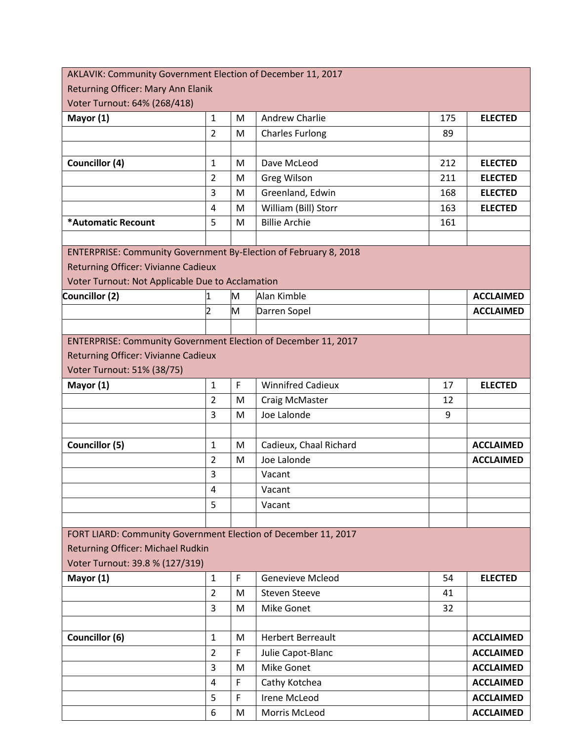| AKLAVIK: Community Government Election of December 11, 2017<br>Returning Officer: Mary Ann Elanik<br>Voter Turnout: 64% (268/418) | | | | | |
|---|---|---|---|---|---|
| **Mayor (1)** | 1 | M | Andrew Charlie | 175 | **ELECTED** |
| | 2 | M | Charles Furlong | 89 | |
| | | | | | |
| **Councillor (4)** | 1 | M | Dave McLeod | 212 | **ELECTED** |
| | 2 | M | Greg Wilson | 211 | **ELECTED** |
| | 3 | M | Greenland, Edwin | 168 | **ELECTED** |
| | 4 | M | William (Bill) Storr | 163 | **ELECTED** |
| ***Automatic Recount** | 5 | M | Billie Archie | 161 | |
| | | | | | |
| ENTERPRISE: Community Government By-Election of February 8, 2018<br>Returning Officer: Vivianne Cadieux<br>Voter Turnout: Not Applicable Due to Acclamation | | | | | |
| **Councillor (2)** | 1 | M | Alan Kimble | | **ACCLAIMED** |
| | 2 | M | Darren Sopel | | **ACCLAIMED** |
| | | | | | |
| ENTERPRISE: Community Government Election of December 11, 2017<br>Returning Officer: Vivianne Cadieux<br>Voter Turnout: 51% (38/75) | | | | | |
| **Mayor (1)** | 1 | F | Winnifred Cadieux | 17 | **ELECTED** |
| | 2 | M | Craig McMaster | 12 | |
| | 3 | M | Joe Lalonde | 9 | |
| | | | | | |
| **Councillor (5)** | 1 | M | Cadieux, Chaal Richard | | **ACCLAIMED** |
| | 2 | M | Joe Lalonde | | **ACCLAIMED** |
| | 3 | | Vacant | | |
| | 4 | | Vacant | | |
| | 5 | | Vacant | | |
| | | | | | |
| FORT LIARD: Community Government Election of December 11, 2017<br>Returning Officer: Michael Rudkin<br>Voter Turnout: 39.8 % (127/319) | | | | | |
| **Mayor (1)** | 1 | F | Genevieve Mcleod | 54 | **ELECTED** |
| | 2 | M | Steven Steeve | 41 | |
| | 3 | M | Mike Gonet | 32 | |
| | | | | | |
| **Councillor (6)** | 1 | M | Herbert Berreault | | **ACCLAIMED** |
| | 2 | F | Julie Capot-Blanc | | **ACCLAIMED** |
| | 3 | M | Mike Gonet | | **ACCLAIMED** |
| | 4 | F | Cathy Kotchea | | **ACCLAIMED** |
| | 5 | F | Irene McLeod | | **ACCLAIMED** |
| | 6 | M | Morris McLeod | | **ACCLAIMED** |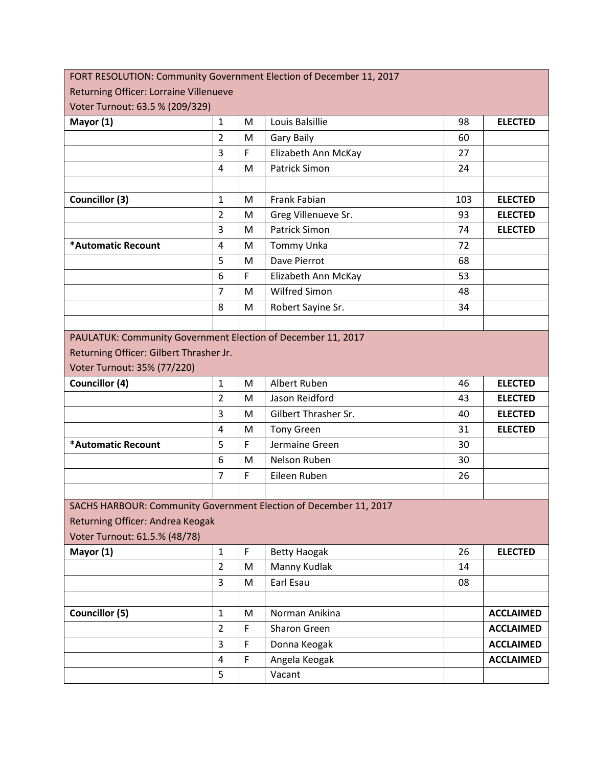| FORT RESOLUTION: Community Government Election of December 11, 2017<br>Returning Officer: Lorraine Villenueve<br>Voter Turnout: 63.5 % (209/329) | | | | | |
|---|---|---|---|---|---|
| **Mayor (1)** | 1 | M | Louis Balsillie | 98 | **ELECTED** |
| | 2 | M | Gary Baily | 60 | |
| | 3 | F | Elizabeth Ann McKay | 27 | |
| | 4 | M | Patrick Simon | 24 | |
| | | | | | |
| **Councillor (3)** | 1 | M | Frank Fabian | 103 | **ELECTED** |
| | 2 | M | Greg Villenueve Sr. | 93 | **ELECTED** |
| | 3 | M | Patrick Simon | 74 | **ELECTED** |
| ***Automatic Recount** | 4 | M | Tommy Unka | 72 | |
| | 5 | M | Dave Pierrot | 68 | |
| | 6 | F | Elizabeth Ann McKay | 53 | |
| | 7 | M | Wilfred Simon | 48 | |
| | 8 | M | Robert Sayine Sr. | 34 | |
| | | | | | |
| PAULATUK: Community Government Election of December 11, 2017<br>Returning Officer: Gilbert Thrasher Jr.<br>Voter Turnout: 35% (77/220) | | | | | |
| **Councillor (4)** | 1 | M | Albert Ruben | 46 | **ELECTED** |
| | 2 | M | Jason Reidford | 43 | **ELECTED** |
| | 3 | M | Gilbert Thrasher Sr. | 40 | **ELECTED** |
| | 4 | M | Tony Green | 31 | **ELECTED** |
| ***Automatic Recount** | 5 | F | Jermaine Green | 30 | |
| | 6 | M | Nelson Ruben | 30 | |
| | 7 | F | Eileen Ruben | 26 | |
| | | | | | |
| SACHS HARBOUR: Community Government Election of December 11, 2017<br>Returning Officer: Andrea Keogak<br>Voter Turnout: 61.5.% (48/78) | | | | | |
| **Mayor (1)** | 1 | F | Betty Haogak | 26 | **ELECTED** |
| | 2 | M | Manny Kudlak | 14 | |
| | 3 | M | Earl Esau | 08 | |
| | | | | | |
| **Councillor (5)** | 1 | M | Norman Anikina | | **ACCLAIMED** |
| | 2 | F | Sharon Green | | **ACCLAIMED** |
| | 3 | F | Donna Keogak | | **ACCLAIMED** |
| | 4 | F | Angela Keogak | | **ACCLAIMED** |
| | 5 | | Vacant | | |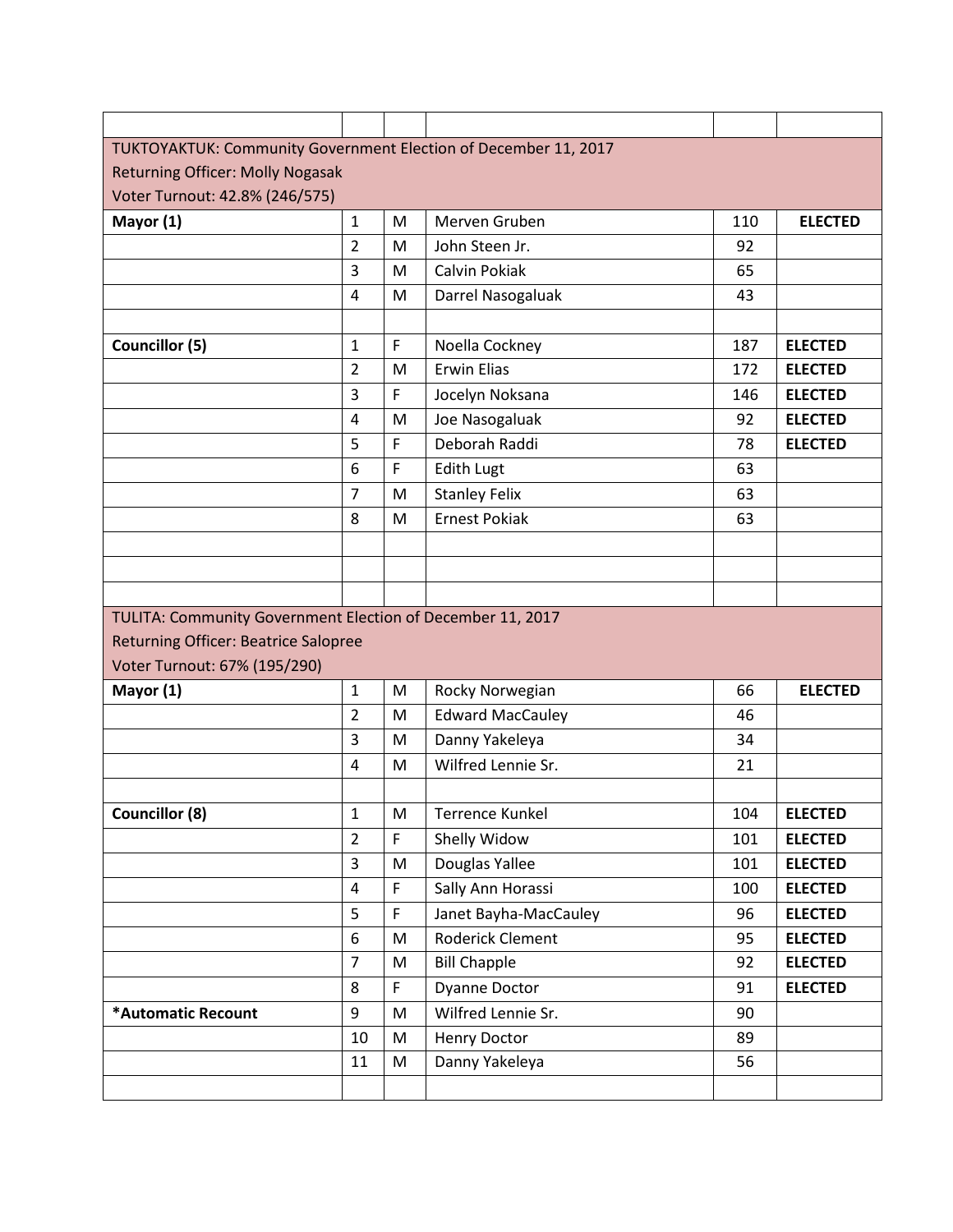| | | | | | |
|---|---|---|---|---|---|
| TUKTOYAKTUK: Community Government Election of December 11, 2017<br>Returning Officer: Molly Nogasak<br>Voter Turnout: 42.8% (246/575) | | | | | |
| **Mayor (1)** | 1 | M | Merven Gruben | 110 | **ELECTED** |
| | 2 | M | John Steen Jr. | 92 | |
| | 3 | M | Calvin Pokiak | 65 | |
| | 4 | M | Darrel Nasogaluak | 43 | |
| | | | | | |
| **Councillor (5)** | 1 | F | Noella Cockney | 187 | **ELECTED** |
| | 2 | M | Erwin Elias | 172 | **ELECTED** |
| | 3 | F | Jocelyn Noksana | 146 | **ELECTED** |
| | 4 | M | Joe Nasogaluak | 92 | **ELECTED** |
| | 5 | F | Deborah Raddi | 78 | **ELECTED** |
| | 6 | F | Edith Lugt | 63 | |
| | 7 | M | Stanley Felix | 63 | |
| | 8 | M | Ernest Pokiak | 63 | |
| | | | | | |
| | | | | | |
| | | | | | |
| TULITA: Community Government Election of December 11, 2017<br>Returning Officer: Beatrice Salopree<br>Voter Turnout: 67% (195/290) | | | | | |
| **Mayor (1)** | 1 | M | Rocky Norwegian | 66 | **ELECTED** |
| | 2 | M | Edward MacCauley | 46 | |
| | 3 | M | Danny Yakeleya | 34 | |
| | 4 | M | Wilfred Lennie Sr. | 21 | |
| | | | | | |
| **Councillor (8)** | 1 | M | Terrence Kunkel | 104 | **ELECTED** |
| | 2 | F | Shelly Widow | 101 | **ELECTED** |
| | 3 | M | Douglas Yallee | 101 | **ELECTED** |
| | 4 | F | Sally Ann Horassi | 100 | **ELECTED** |
| | 5 | F | Janet Bayha-MacCauley | 96 | **ELECTED** |
| | 6 | M | Roderick Clement | 95 | **ELECTED** |
| | 7 | M | Bill Chapple | 92 | **ELECTED** |
| | 8 | F | Dyanne Doctor | 91 | **ELECTED** |
| ***Automatic Recount** | 9 | M | Wilfred Lennie Sr. | 90 | |
| | 10 | M | Henry Doctor | 89 | |
| | 11 | M | Danny Yakeleya | 56 | |
| | | | | | |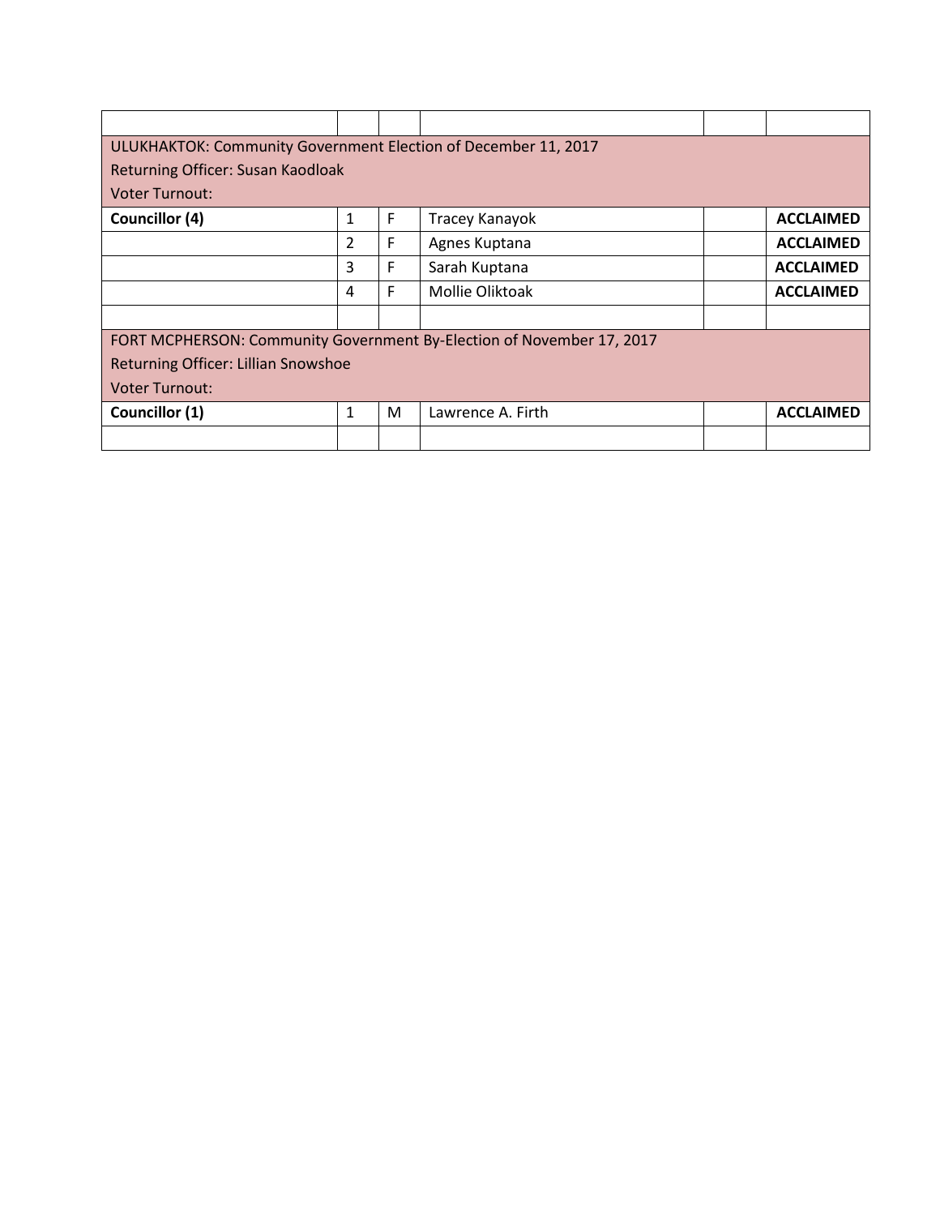| | | | | | |
|---|---|---|---|---|---|
| | | | | | |
| ULUKHAKTOK: Community Government Election of December 11, 2017<br>Returning Officer: Susan Kaodloak<br>Voter Turnout: | | | | | |
| **Councillor (4)** | 1 | F | Tracey Kanayok | | **ACCLAIMED** |
| | 2 | F | Agnes Kuptana | | **ACCLAIMED** |
| | 3 | F | Sarah Kuptana | | **ACCLAIMED** |
| | 4 | F | Mollie Oliktoak | | **ACCLAIMED** |
| | | | | | |
| FORT MCPHERSON: Community Government By-Election of November 17, 2017<br>Returning Officer: Lillian Snowshoe<br>Voter Turnout: | | | | | |
| **Councillor (1)** | 1 | M | Lawrence A. Firth | | **ACCLAIMED** |
| | | | | | |